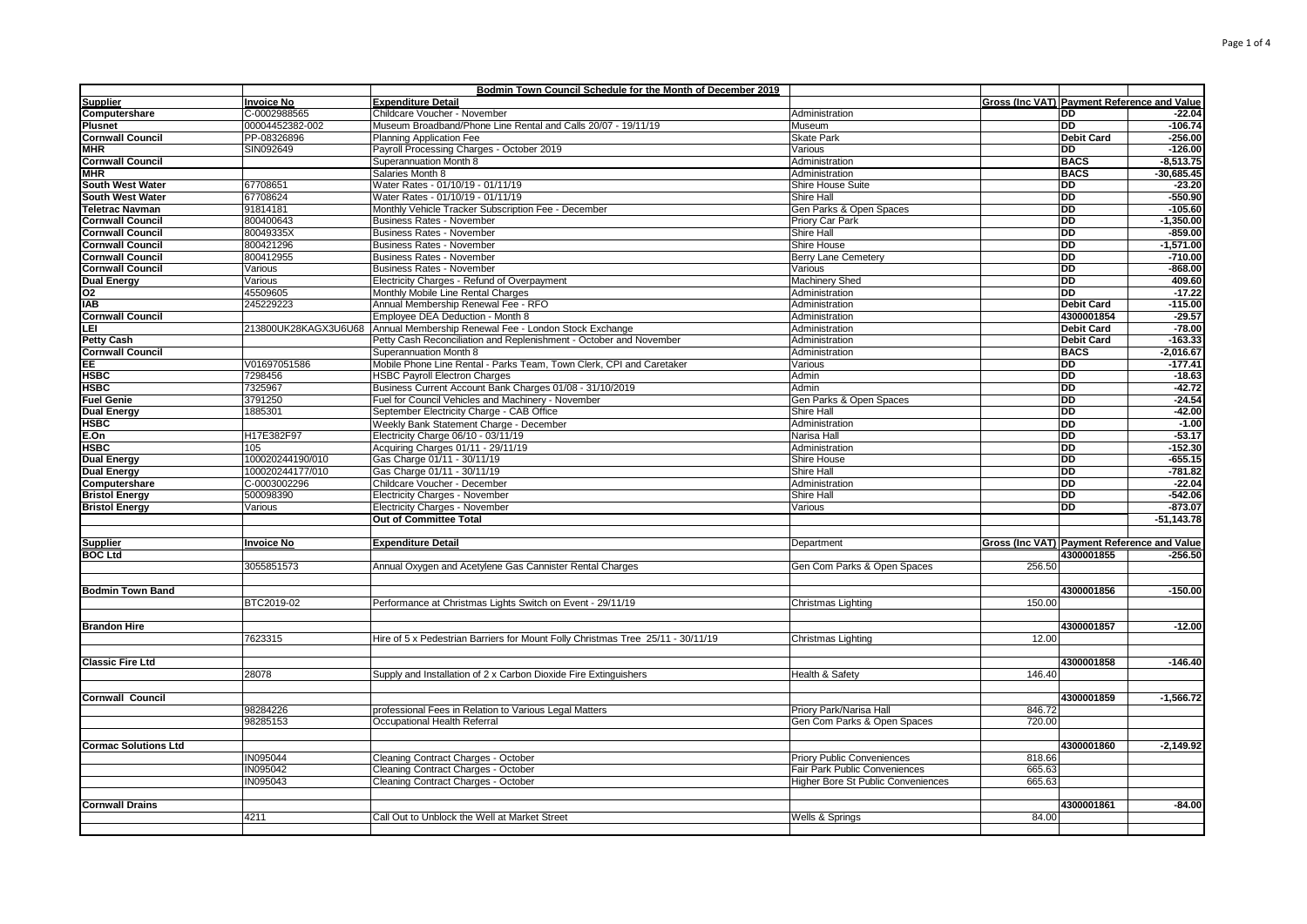| | | Bodmin Town Council Schedule for the Month of December 2019 | | | | |
|---|---|---|---|---|---|---|
| **Supplier** | **Invoice No** | **Expenditure Detail** | | **Gross (Inc VAT)** | **Payment Reference and Value** | |
| **Computershare** | C-0002988565 | Childcare Voucher - November | Administration | | DD | -22.04 |
| **Plusnet** | 00004452382-002 | Museum Broadband/Phone Line Rental and Calls 20/07 - 19/11/19 | Museum | | DD | -106.74 |
| **Cornwall Council** | PP-08326896 | Planning Application Fee | Skate Park | | Debit Card | -256.00 |
| **MHR** | SIN092649 | Payroll Processing Charges - October 2019 | Various | | DD | -126.00 |
| **Cornwall Council** | | Superannuation Month 8 | Administration | | BACS | -8,513.75 |
| **MHR** | | Salaries Month 8 | Administration | | BACS | -30,685.45 |
| **South West Water** | 67708651 | Water Rates - 01/10/19 - 01/11/19 | Shire House Suite | | DD | -23.20 |
| **South West Water** | 67708624 | Water Rates - 01/10/19 - 01/11/19 | Shire Hall | | DD | -550.90 |
| **Teletrac Navman** | 91814181 | Monthly Vehicle Tracker Subscription Fee - December | Gen Parks & Open Spaces | | DD | -105.60 |
| **Cornwall Council** | 800400643 | Business Rates - November | Priory Car Park | | DD | -1,350.00 |
| **Cornwall Council** | 80049335X | Business Rates - November | Shire Hall | | DD | -859.00 |
| **Cornwall Council** | 800421296 | Business Rates - November | Shire House | | DD | -1,571.00 |
| **Cornwall Council** | 800412955 | Business Rates - November | Berry Lane Cemetery | | DD | -710.00 |
| **Cornwall Council** | Various | Business Rates - November | Various | | DD | -868.00 |
| **Dual Energy** | Various | Electricity Charges - Refund of Overpayment | Machinery Shed | | DD | 409.60 |
| **O2** | 45509605 | Monthly Mobile Line Rental Charges | Administration | | DD | -17.22 |
| **IAB** | 245229223 | Annual Membership Renewal Fee - RFO | Administration | | Debit Card | -115.00 |
| **Cornwall Council** | | Employee DEA Deduction - Month 8 | Administration | | 4300001854 | -29.57 |
| **LEI** | 213800UK28KAGX3U6U68 | Annual Membership Renewal Fee - London Stock Exchange | Administration | | Debit Card | -78.00 |
| **Petty Cash** | | Petty Cash Reconciliation and Replenishment - October and November | Administration | | Debit Card | -163.33 |
| **Cornwall Council** | | Superannuation Month 8 | Administration | | BACS | -2,016.67 |
| **EE** | V01697051586 | Mobile Phone Line Rental - Parks Team, Town Clerk, CPI and Caretaker | Various | | DD | -177.41 |
| **HSBC** | 7298456 | HSBC Payroll Electron Charges | Admin | | DD | -18.63 |
| **HSBC** | 7325967 | Business Current Account Bank Charges 01/08 - 31/10/2019 | Admin | | DD | -42.72 |
| **Fuel Genie** | 3791250 | Fuel for Council Vehicles and Machinery - November | Gen Parks & Open Spaces | | DD | -24.54 |
| **Dual Energy** | 1885301 | September Electricity Charge - CAB Office | Shire Hall | | DD | -42.00 |
| **HSBC** | | Weekly Bank Statement Charge - December | Administration | | DD | -1.00 |
| **E.On** | H17E382F97 | Electricity Charge 06/10 - 03/11/19 | Narisa Hall | | DD | -53.17 |
| **HSBC** | 105 | Acquiring Charges 01/11 - 29/11/19 | Administration | | DD | -152.30 |
| **Dual Energy** | 100020244190/010 | Gas Charge 01/11 - 30/11/19 | Shire House | | DD | -655.15 |
| **Dual Energy** | 100020244177/010 | Gas Charge 01/11 - 30/11/19 | Shire Hall | | DD | -781.82 |
| **Computershare** | C-0003002296 | Childcare Voucher - December | Administration | | DD | -22.04 |
| **Bristol Energy** | 500098390 | Electricity Charges - November | Shire Hall | | DD | -542.06 |
| **Bristol Energy** | Various | Electricity Charges - November | Various | | DD | -873.07 |
| | | **Out of Committee Total** | | | | -51,143.78 |
| | | | | | | |
| **Supplier** | **Invoice No** | **Expenditure Detail** | Department | **Gross (Inc VAT)** | **Payment Reference and Value** | |
| **BOC Ltd** | | | | | 4300001855 | -256.50 |
| | 3055851573 | Annual Oxygen and Acetylene Gas Cannister Rental Charges | Gen Com Parks & Open Spaces | 256.50 | | |
| **Bodmin Town Band** | | | | | 4300001856 | -150.00 |
| | BTC2019-02 | Performance at Christmas Lights Switch on Event - 29/11/19 | Christmas Lighting | 150.00 | | |
| **Brandon Hire** | | | | | 4300001857 | -12.00 |
| | 7623315 | Hire of 5 x Pedestrian Barriers for Mount Folly Christmas Tree 25/11 - 30/11/19 | Christmas Lighting | 12.00 | | |
| **Classic Fire Ltd** | | | | | 4300001858 | -146.40 |
| | 28078 | Supply and Installation of 2 x Carbon Dioxide Fire Extinguishers | Health & Safety | 146.40 | | |
| **Cornwall Council** | | | | | 4300001859 | -1,566.72 |
| | 98284226 | professional Fees in Relation to Various Legal Matters | Priory Park/Narisa Hall | 846.72 | | |
| | 98285153 | Occupational Health Referral | Gen Com Parks & Open Spaces | 720.00 | | |
| **Cormac Solutions Ltd** | | | | | 4300001860 | -2,149.92 |
| | IN095044 | Cleaning Contract Charges - October | Priory Public Conveniences | 818.66 | | |
| | IN095042 | Cleaning Contract Charges - October | Fair Park Public Conveniences | 665.63 | | |
| | IN095043 | Cleaning Contract Charges - October | Higher Bore St Public Conveniences | 665.63 | | |
| **Cornwall Drains** | | | | | 4300001861 | -84.00 |
| | 4211 | Call Out to Unblock the Well at Market Street | Wells & Springs | 84.00 | | |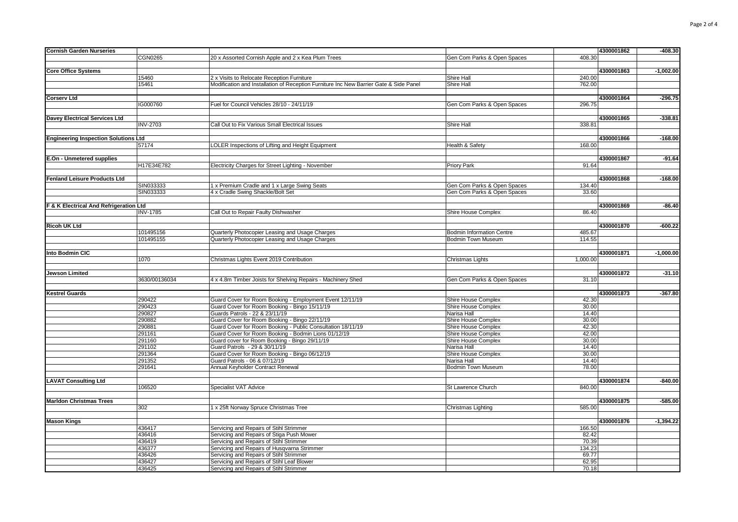| Supplier | Invoice No. | Description | Cost Centre | Amount | Payment Ref | Total |
|---|---|---|---|---|---|---|
| **Cornish Garden Nurseries** | | | | | 4300001862 | -408.30 |
| | CGN0265 | 20 x Assorted Cornish Apple and 2 x Kea Plum Trees | Gen Com Parks & Open Spaces | 408.30 | | |
| **Core Office Systems** | | | | | 4300001863 | -1,002.00 |
| | 15460 | 2 x Visits to Relocate Reception Furniture | Shire Hall | 240.00 | | |
| | 15461 | Modification and Installation of Reception Furniture Inc New Barrier Gate & Side Panel | Shire Hall | 762.00 | | |
| **Corserv Ltd** | | | | | 4300001864 | -296.75 |
| | IG000760 | Fuel for Council Vehicles 28/10 - 24/11/19 | Gen Com Parks & Open Spaces | 296.75 | | |
| **Davey Electrical Services Ltd** | | | | | 4300001865 | -338.81 |
| | INV-2703 | Call Out to Fix Various Small Electrical Issues | Shire Hall | 338.81 | | |
| **Engineering Inspection Solutions Ltd** | | | | | 4300001866 | -168.00 |
| | 57174 | LOLER Inspections of Lifting and Height Equipment | Health & Safety | 168.00 | | |
| **E.On - Unmetered supplies** | | | | | 4300001867 | -91.64 |
| | H17E34E782 | Electricity Charges for Street Lighting - November | Priory Park | 91.64 | | |
| **Fenland Leisure Products Ltd** | | | | | 4300001868 | -168.00 |
| | SIN033333 | 1 x Premium Cradle and 1 x Large Swing Seats | Gen Com Parks & Open Spaces | 134.40 | | |
| | SIN033333 | 4 x Cradle Swing Shackle/Bolt Set | Gen Com Parks & Open Spaces | 33.60 | | |
| **F & K Electrical And Refrigeration Ltd** | | | | | 4300001869 | -86.40 |
| | INV-1785 | Call Out to Repair Faulty Dishwasher | Shire House Complex | 86.40 | | |
| **Ricoh UK Ltd** | | | | | 4300001870 | -600.22 |
| | 101495156 | Quarterly Photocopier Leasing and Usage Charges | Bodmin Information Centre | 485.67 | | |
| | 101495155 | Quarterly Photocopier Leasing and Usage Charges | Bodmin Town Museum | 114.55 | | |
| **Into Bodmin CIC** | | | | | 4300001871 | -1,000.00 |
| | 1070 | Christmas Lights Event 2019 Contribution | Christmas Lights | 1,000.00 | | |
| **Jewson Limited** | | | | | 4300001872 | -31.10 |
| | 3630/00136034 | 4 x 4.8m Timber Joists for Shelving Repairs - Machinery Shed | Gen Com Parks & Open Spaces | 31.10 | | |
| **Kestrel Guards** | | | | | 4300001873 | -367.80 |
| | 290422 | Guard Cover for Room Booking - Employment Event 12/11/19 | Shire House Complex | 42.30 | | |
| | 290423 | Guard Cover for Room Booking - Bingo 15/11/19 | Shire House Complex | 30.00 | | |
| | 290827 | Guards Patrols - 22 & 23/11/19 | Narisa Hall | 14.40 | | |
| | 290882 | Guard Cover for Room Booking - Bingo 22/11/19 | Shire House Complex | 30.00 | | |
| | 290881 | Guard Cover for Room Booking - Public Consultation 18/11/19 | Shire House Complex | 42.30 | | |
| | 291161 | Guard Cover for Room Booking - Bodmin Lions 01/12/19 | Shire House Complex | 42.00 | | |
| | 291160 | Guard cover for Room Booking - Bingo 29/11/19 | Shire House Complex | 30.00 | | |
| | 291102 | Guard Patrols - 29 & 30/11/19 | Narisa Hall | 14.40 | | |
| | 291364 | Guard Cover for Room Booking - Bingo 06/12/19 | Shire House Complex | 30.00 | | |
| | 291352 | Guard Patrols - 06 & 07/12/19 | Narisa Hall | 14.40 | | |
| | 291641 | Annual Keyholder Contract Renewal | Bodmin Town Museum | 78.00 | | |
| **LAVAT Consulting Ltd** | | | | | 4300001874 | -840.00 |
| | 106520 | Specialist VAT Advice | St Lawrence Church | 840.00 | | |
| **Marldon Christmas Trees** | | | | | 4300001875 | -585.00 |
| | 302 | 1 x 25ft Norway Spruce Christmas Tree | Christmas Lighting | 585.00 | | |
| **Mason Kings** | | | | | 4300001876 | -1,394.22 |
| | 436417 | Servicing and Repairs of Stihl Strimmer | | 166.50 | | |
| | 436416 | Servicing and Repairs of Stiga Push Mower | | 82.42 | | |
| | 436419 | Servicing and Repairs of Stihl Strimmer | | 70.39 | | |
| | 436377 | Servicing and Repairs of Husqvarna Strimmer | | 134.23 | | |
| | 436426 | Servicing and Repairs of Stihl Strimmer | | 69.77 | | |
| | 436427 | Servicing and Repairs of Stihl Leaf Blower | | 62.95 | | |
| | 436425 | Servicing and Repairs of Stihl Strimmer | | 70.18 | | |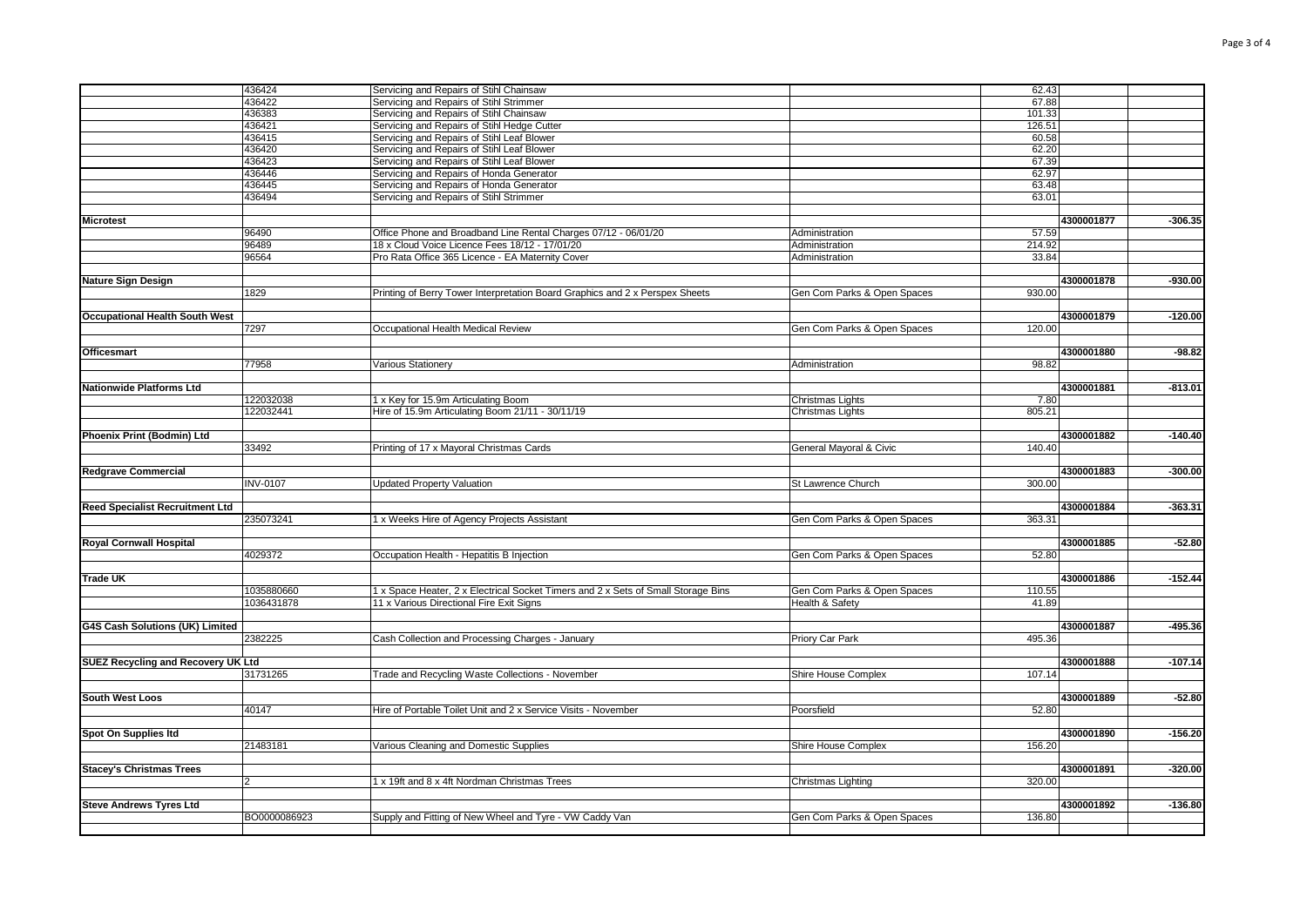| | | | | | | |
|---|---|---|---|---|---|---|
| | 436424 | Servicing and Repairs of Stihl Chainsaw | | 62.43 | | |
| | 436422 | Servicing and Repairs of Stihl Strimmer | | 67.88 | | |
| | 436383 | Servicing and Repairs of Stihl Chainsaw | | 101.33 | | |
| | 436421 | Servicing and Repairs of Stihl Hedge Cutter | | 126.51 | | |
| | 436415 | Servicing and Repairs of Stihl Leaf Blower | | 60.58 | | |
| | 436420 | Servicing and Repairs of Stihl Leaf Blower | | 62.20 | | |
| | 436423 | Servicing and Repairs of Stihl Leaf Blower | | 67.39 | | |
| | 436446 | Servicing and Repairs of Honda Generator | | 62.97 | | |
| | 436445 | Servicing and Repairs of Honda Generator | | 63.48 | | |
| | 436494 | Servicing and Repairs of Stihl Strimmer | | 63.01 | | |
| | | | | | | |
| **Microtest** | | | | | **4300001877** | **-306.35** |
| | 96490 | Office Phone and Broadband Line Rental Charges 07/12 - 06/01/20 | Administration | 57.59 | | |
| | 96489 | 18 x Cloud Voice Licence Fees 18/12 - 17/01/20 | Administration | 214.92 | | |
| | 96564 | Pro Rata Office 365 Licence - EA Maternity Cover | Administration | 33.84 | | |
| | | | | | | |
| **Nature Sign Design** | | | | | **4300001878** | **-930.00** |
| | 1829 | Printing of Berry Tower Interpretation Board Graphics and 2 x Perspex Sheets | Gen Com Parks & Open Spaces | 930.00 | | |
| | | | | | | |
| **Occupational Health South West** | | | | | **4300001879** | **-120.00** |
| | 7297 | Occupational Health Medical Review | Gen Com Parks & Open Spaces | 120.00 | | |
| | | | | | | |
| **Officesmart** | | | | | **4300001880** | **-98.82** |
| | 77958 | Various Stationery | Administration | 98.82 | | |
| | | | | | | |
| **Nationwide Platforms Ltd** | | | | | **4300001881** | **-813.01** |
| | 122032038 | 1 x Key for 15.9m Articulating Boom | Christmas Lights | 7.80 | | |
| | 122032441 | Hire of 15.9m Articulating Boom 21/11 - 30/11/19 | Christmas Lights | 805.21 | | |
| | | | | | | |
| **Phoenix Print (Bodmin) Ltd** | | | | | **4300001882** | **-140.40** |
| | 33492 | Printing of 17 x Mayoral Christmas Cards | General Mayoral & Civic | 140.40 | | |
| | | | | | | |
| **Redgrave Commercial** | | | | | **4300001883** | **-300.00** |
| | INV-0107 | Updated Property Valuation | St Lawrence Church | 300.00 | | |
| | | | | | | |
| **Reed Specialist Recruitment Ltd** | | | | | **4300001884** | **-363.31** |
| | 235073241 | 1 x Weeks Hire of Agency Projects Assistant | Gen Com Parks & Open Spaces | 363.31 | | |
| | | | | | | |
| **Royal Cornwall Hospital** | | | | | **4300001885** | **-52.80** |
| | 4029372 | Occupation Health - Hepatitis B Injection | Gen Com Parks & Open Spaces | 52.80 | | |
| | | | | | | |
| **Trade UK** | | | | | **4300001886** | **-152.44** |
| | 1035880660 | 1 x Space Heater, 2 x Electrical Socket Timers and 2 x Sets of Small Storage Bins | Gen Com Parks & Open Spaces | 110.55 | | |
| | 1036431878 | 11 x Various Directional Fire Exit Signs | Health & Safety | 41.89 | | |
| | | | | | | |
| **G4S Cash Solutions (UK) Limited** | | | | | **4300001887** | **-495.36** |
| | 2382225 | Cash Collection and Processing Charges - January | Priory Car Park | 495.36 | | |
| | | | | | | |
| **SUEZ Recycling and Recovery UK Ltd** | | | | | **4300001888** | **-107.14** |
| | 31731265 | Trade and Recycling Waste Collections - November | Shire House Complex | 107.14 | | |
| | | | | | | |
| **South West Loos** | | | | | **4300001889** | **-52.80** |
| | 40147 | Hire of Portable Toilet Unit and 2 x Service Visits - November | Poorsfield | 52.80 | | |
| | | | | | | |
| **Spot On Supplies ltd** | | | | | **4300001890** | **-156.20** |
| | 21483181 | Various Cleaning and Domestic Supplies | Shire House Complex | 156.20 | | |
| | | | | | | |
| **Stacey's Christmas Trees** | | | | | **4300001891** | **-320.00** |
| | 2 | 1 x 19ft and 8 x 4ft Nordman Christmas Trees | Christmas Lighting | 320.00 | | |
| | | | | | | |
| **Steve Andrews Tyres Ltd** | | | | | **4300001892** | **-136.80** |
| | BO0000086923 | Supply and Fitting of New Wheel and Tyre - VW Caddy Van | Gen Com Parks & Open Spaces | 136.80 | | |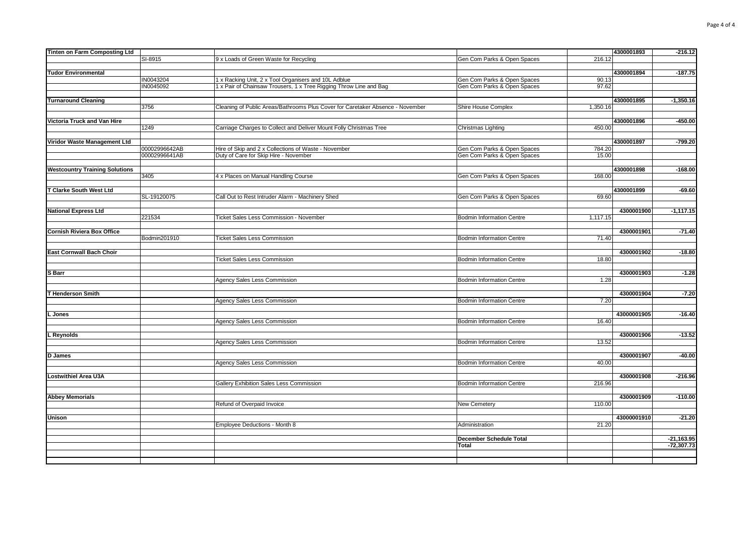| | | | | | | |
|---|---|---|---|---|---|---|
| **Tinten on Farm Composting Ltd** | | | | | 4300001893 | -216.12 |
| | SI-8915 | 9 x Loads of Green Waste for Recycling | Gen Com Parks & Open Spaces | 216.12 | | |
| **Tudor Environmental** | | | | | 4300001894 | -187.75 |
| | IN0043204 | 1 x Racking Unit, 2 x Tool Organisers and 10L Adblue | Gen Com Parks & Open Spaces | 90.13 | | |
| | IN0045092 | 1 x Pair of Chainsaw Trousers, 1 x Tree Rigging Throw Line and Bag | Gen Com Parks & Open Spaces | 97.62 | | |
| **Turnaround Cleaning** | | | | | 4300001895 | -1,350.16 |
| | 3756 | Cleaning of Public Areas/Bathrooms Plus Cover for Caretaker Absence - November | Shire House Complex | 1,350.16 | | |
| **Victoria Truck and Van Hire** | | | | | 4300001896 | -450.00 |
| | 1249 | Carriage Charges to Collect and Deliver Mount Folly Christmas Tree | Christmas Lighting | 450.00 | | |
| **Viridor Waste Management Ltd** | | | | | 4300001897 | -799.20 |
| | 00002996642AB | Hire of Skip and 2 x Collections of Waste - November | Gen Com Parks & Open Spaces | 784.20 | | |
| | 00002996641AB | Duty of Care for Skip Hire - November | Gen Com Parks & Open Spaces | 15.00 | | |
| **Westcountry Training Solutions** | | | | | 4300001898 | -168.00 |
| | 3405 | 4 x Places on Manual Handling Course | Gen Com Parks & Open Spaces | 168.00 | | |
| **T Clarke South West Ltd** | | | | | 4300001899 | -69.60 |
| | SL-19120075 | Call Out to Rest Intruder Alarm - Machinery Shed | Gen Com Parks & Open Spaces | 69.60 | | |
| **National Express Ltd** | | | | | 4300001900 | -1,117.15 |
| | 221534 | Ticket Sales Less Commission - November | Bodmin Information Centre | 1,117.15 | | |
| **Cornish Riviera Box Office** | | | | | 4300001901 | -71.40 |
| | Bodmin201910 | Ticket Sales Less Commission | Bodmin Information Centre | 71.40 | | |
| **East Cornwall Bach Choir** | | | | | 4300001902 | -18.80 |
| | | Ticket Sales Less Commission | Bodmin Information Centre | 18.80 | | |
| **S Barr** | | | | | 4300001903 | -1.28 |
| | | Agency Sales Less Commission | Bodmin Information Centre | 1.28 | | |
| **T Henderson Smith** | | | | | 4300001904 | -7.20 |
| | | Agency Sales Less Commission | Bodmin Information Centre | 7.20 | | |
| **L Jones** | | | | | 43000001905 | -16.40 |
| | | Agency Sales Less Commission | Bodmin Information Centre | 16.40 | | |
| **L Reynolds** | | | | | 4300001906 | -13.52 |
| | | Agency Sales Less Commission | Bodmin Information Centre | 13.52 | | |
| **D James** | | | | | 4300001907 | -40.00 |
| | | Agency Sales Less Commission | Bodmin Information Centre | 40.00 | | |
| **Lostwithiel Area U3A** | | | | | 4300001908 | -216.96 |
| | | Gallery Exhibition Sales Less Commission | Bodmin Information Centre | 216.96 | | |
| **Abbey Memorials** | | | | | 4300001909 | -110.00 |
| | | Refund of Overpaid Invoice | New Cemetery | 110.00 | | |
| **Unison** | | | | | 43000001910 | -21.20 |
| | | Employee Deductions - Month 8 | Administration | 21.20 | | |
| | | | **December Schedule Total** | | | -21,163.95 |
| | | | **Total** | | | -72,307.73 |